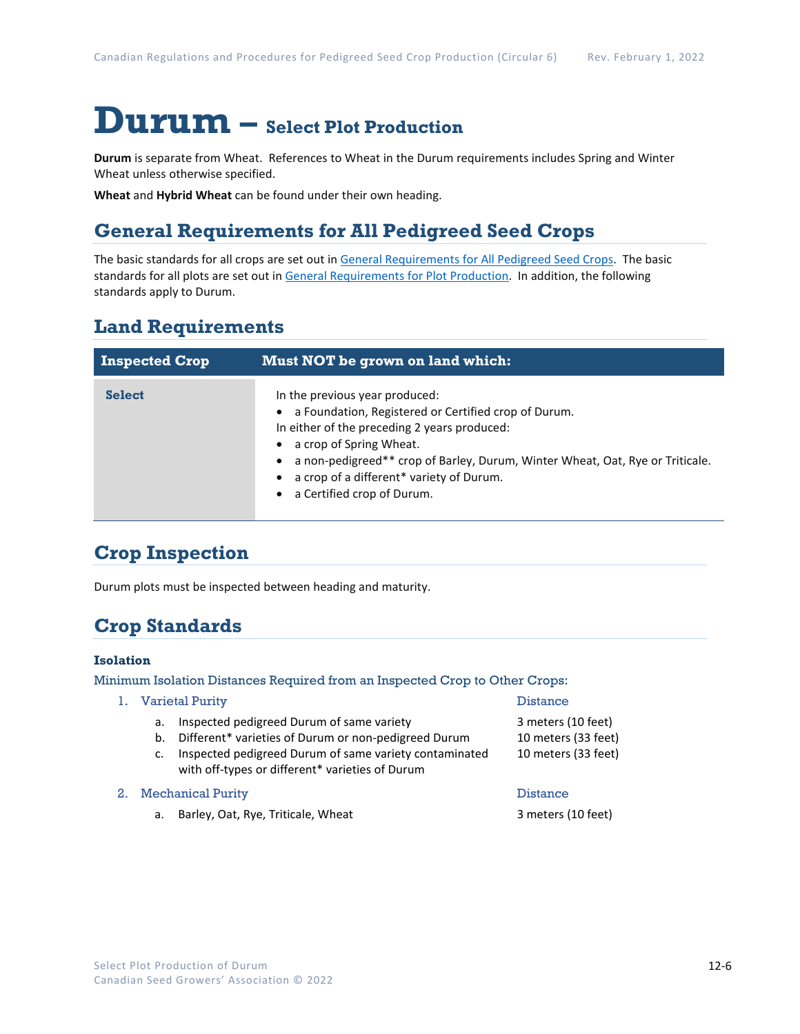# Durum – Select Plot Production

**Durum** is separate from Wheat. References to Wheat in the Durum requirements includes Spring and Winter Wheat unless otherwise specified.

**Wheat** and **Hybrid Wheat** can be found under their own heading.

## General Requirements for All Pedigreed Seed Crops

The basic standards for all crops are set out in General Requirements for All Pedigreed Seed Crops. The basic standards for all plots are set out in General Requirements for Plot Production. In addition, the following standards apply to Durum.

## Land Requirements

| Inspected Crop | Must NOT be grown on land which: |
|---|---|
| **Select** | In the previous year produced:<br>• a Foundation, Registered or Certified crop of Durum.<br>In either of the preceding 2 years produced:<br>• a crop of Spring Wheat.<br>• a non-pedigreed** crop of Barley, Durum, Winter Wheat, Oat, Rye or Triticale.<br>• a crop of a different* variety of Durum.<br>• a Certified crop of Durum. |

## Crop Inspection

Durum plots must be inspected between heading and maturity.

## Crop Standards

### Isolation

Minimum Isolation Distances Required from an Inspected Crop to Other Crops:

| | Distance |
|---|---|
| **1. Varietal Purity** | |
| a. Inspected pedigreed Durum of same variety | 3 meters (10 feet) |
| b. Different* varieties of Durum or non-pedigreed Durum | 10 meters (33 feet) |
| c. Inspected pedigreed Durum of same variety contaminated with off-types or different* varieties of Durum | 10 meters (33 feet) |
| **2. Mechanical Purity** | |
| a. Barley, Oat, Rye, Triticale, Wheat | 3 meters (10 feet) |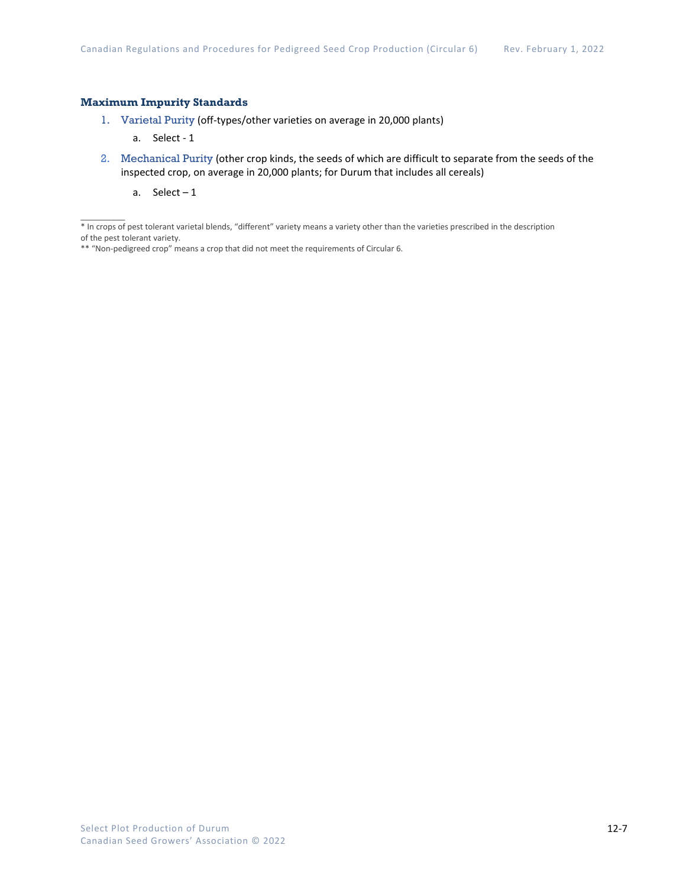### Maximum Impurity Standards

1. Varietal Purity (off-types/other varieties on average in 20,000 plants)
   a. Select - 1
2. Mechanical Purity (other crop kinds, the seeds of which are difficult to separate from the seeds of the inspected crop, on average in 20,000 plants; for Durum that includes all cereals)
   a. Select – 1

---

* In crops of pest tolerant varietal blends, "different" variety means a variety other than the varieties prescribed in the description of the pest tolerant variety.

** "Non-pedigreed crop" means a crop that did not meet the requirements of Circular 6.